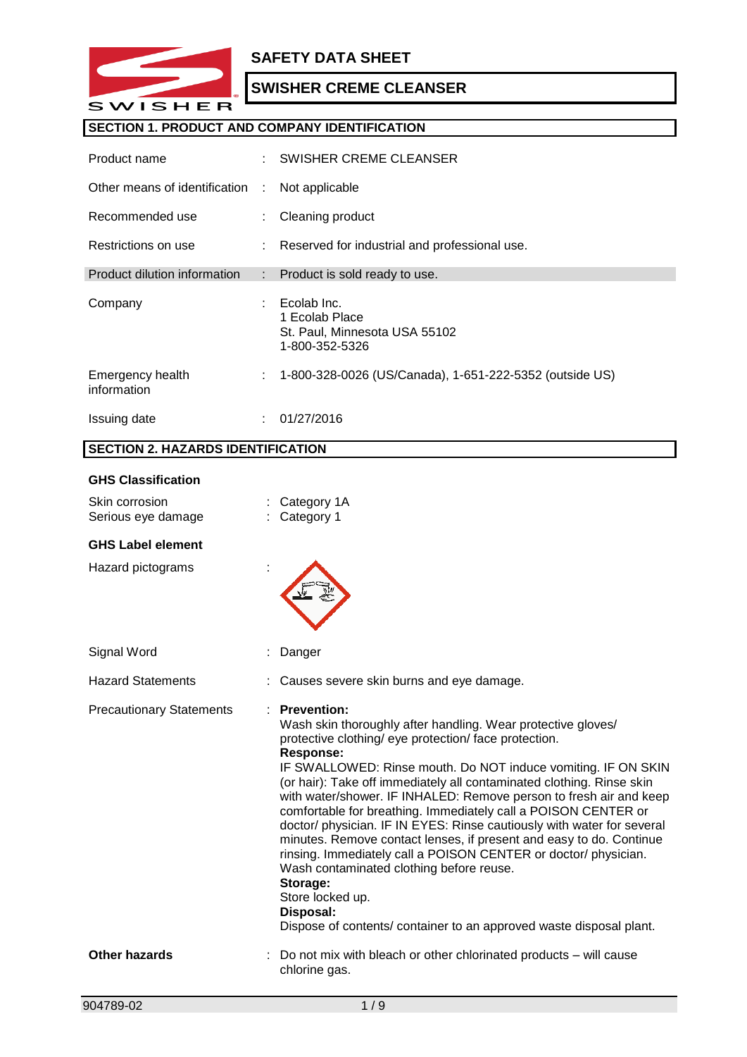# SAFETY DATA SHEET

## SWISHER CREME CLEANSER

## SECTION 1. PRODUCT AND COMPANY IDENTIFICATION

| | | |
|---|---|---|
| Product name | : | SWISHER CREME CLEANSER |
| Other means of identification | : | Not applicable |
| Recommended use | : | Cleaning product |
| Restrictions on use | : | Reserved for industrial and professional use. |
| Product dilution information | : | Product is sold ready to use. |
| Company | : | Ecolab Inc.<br>1 Ecolab Place<br>St. Paul, Minnesota USA 55102<br>1-800-352-5326 |
| Emergency health information | : | 1-800-328-0026 (US/Canada), 1-651-222-5352 (outside US) |
| Issuing date | : | 01/27/2016 |

## SECTION 2. HAZARDS IDENTIFICATION

### GHS Classification

| | | |
|---|---|---|
| Skin corrosion | : | Category 1A |
| Serious eye damage | : | Category 1 |

### GHS Label element

Hazard pictograms :

Signal Word : Danger

Hazard Statements : Causes severe skin burns and eye damage.

Precautionary Statements :

**Prevention:**
Wash skin thoroughly after handling. Wear protective gloves/ protective clothing/ eye protection/ face protection.

**Response:**
IF SWALLOWED: Rinse mouth. Do NOT induce vomiting. IF ON SKIN (or hair): Take off immediately all contaminated clothing. Rinse skin with water/shower. IF INHALED: Remove person to fresh air and keep comfortable for breathing. Immediately call a POISON CENTER or doctor/ physician. IF IN EYES: Rinse cautiously with water for several minutes. Remove contact lenses, if present and easy to do. Continue rinsing. Immediately call a POISON CENTER or doctor/ physician. Wash contaminated clothing before reuse.

**Storage:**
Store locked up.

**Disposal:**
Dispose of contents/ container to an approved waste disposal plant.

**Other hazards** : Do not mix with bleach or other chlorinated products – will cause chlorine gas.

904789-02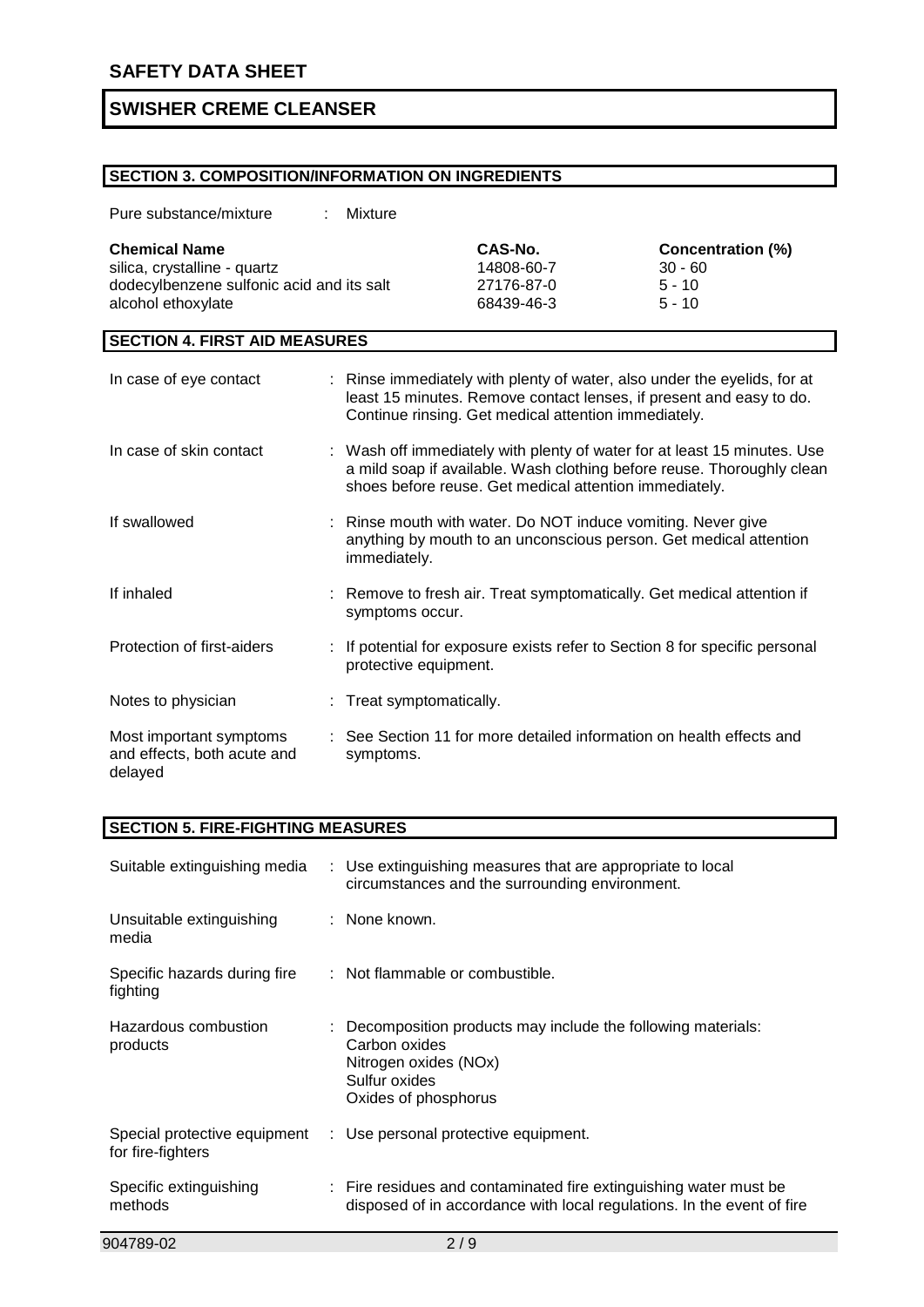## SECTION 3. COMPOSITION/INFORMATION ON INGREDIENTS

Pure substance/mixture : Mixture

| Chemical Name | CAS-No. | Concentration (%) |
|---|---|---|
| silica, crystalline - quartz | 14808-60-7 | 30 - 60 |
| dodecylbenzene sulfonic acid and its salt | 27176-87-0 | 5 - 10 |
| alcohol ethoxylate | 68439-46-3 | 5 - 10 |

## SECTION 4. FIRST AID MEASURES

| | |
|---|---|
| In case of eye contact | : Rinse immediately with plenty of water, also under the eyelids, for at least 15 minutes. Remove contact lenses, if present and easy to do. Continue rinsing. Get medical attention immediately. |
| In case of skin contact | : Wash off immediately with plenty of water for at least 15 minutes. Use a mild soap if available. Wash clothing before reuse. Thoroughly clean shoes before reuse. Get medical attention immediately. |
| If swallowed | : Rinse mouth with water. Do NOT induce vomiting. Never give anything by mouth to an unconscious person. Get medical attention immediately. |
| If inhaled | : Remove to fresh air. Treat symptomatically. Get medical attention if symptoms occur. |
| Protection of first-aiders | : If potential for exposure exists refer to Section 8 for specific personal protective equipment. |
| Notes to physician | : Treat symptomatically. |
| Most important symptoms and effects, both acute and delayed | : See Section 11 for more detailed information on health effects and symptoms. |

## SECTION 5. FIRE-FIGHTING MEASURES

| | |
|---|---|
| Suitable extinguishing media | : Use extinguishing measures that are appropriate to local circumstances and the surrounding environment. |
| Unsuitable extinguishing media | : None known. |
| Specific hazards during fire fighting | : Not flammable or combustible. |
| Hazardous combustion products | : Decomposition products may include the following materials: Carbon oxides, Nitrogen oxides (NOx), Sulfur oxides, Oxides of phosphorus |
| Special protective equipment for fire-fighters | : Use personal protective equipment. |
| Specific extinguishing methods | : Fire residues and contaminated fire extinguishing water must be disposed of in accordance with local regulations. In the event of fire |

904789-02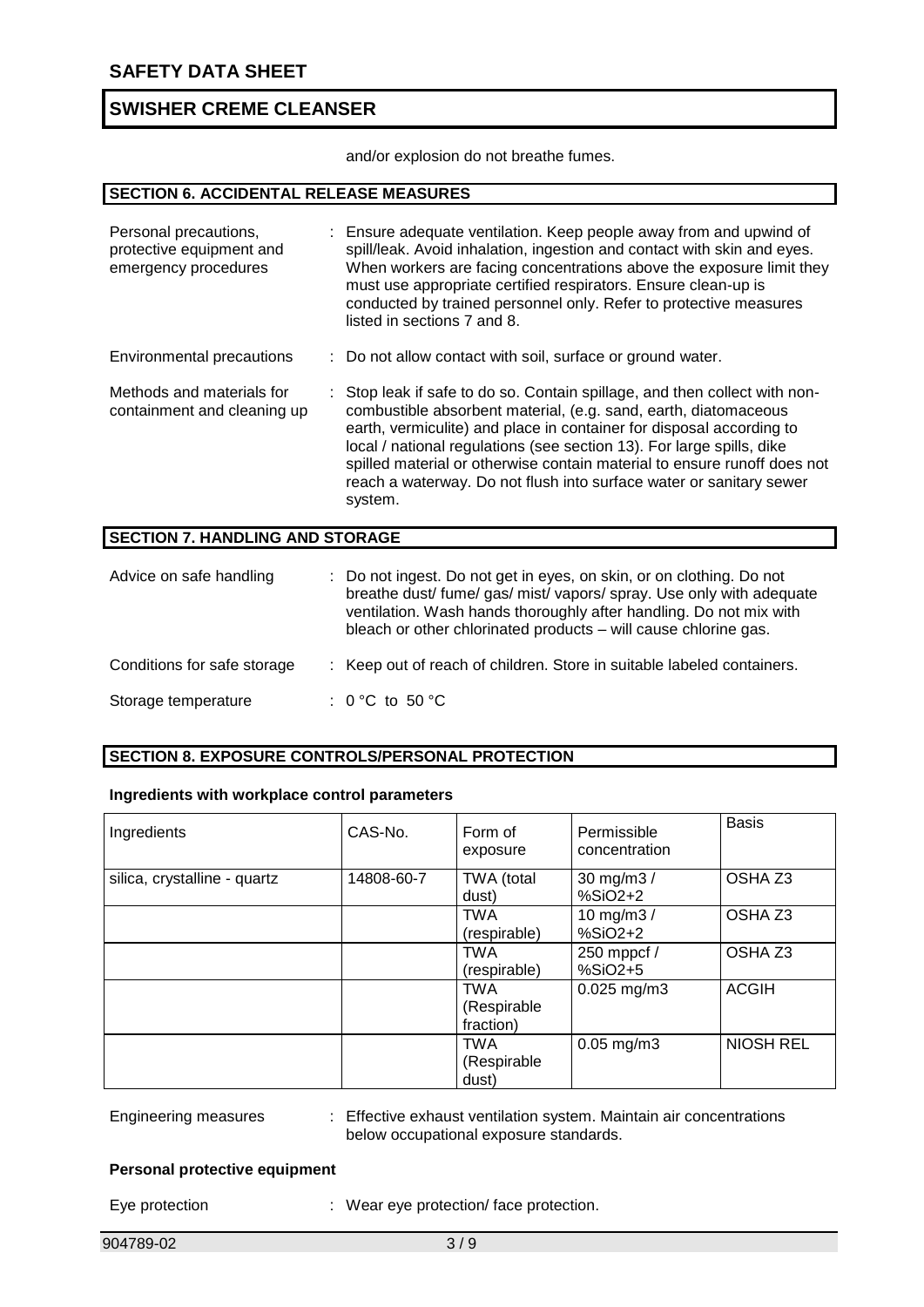and/or explosion do not breathe fumes.

## SECTION 6. ACCIDENTAL RELEASE MEASURES

Personal precautions, protective equipment and emergency procedures : Ensure adequate ventilation. Keep people away from and upwind of spill/leak. Avoid inhalation, ingestion and contact with skin and eyes. When workers are facing concentrations above the exposure limit they must use appropriate certified respirators. Ensure clean-up is conducted by trained personnel only. Refer to protective measures listed in sections 7 and 8.

Environmental precautions : Do not allow contact with soil, surface or ground water.

Methods and materials for containment and cleaning up : Stop leak if safe to do so. Contain spillage, and then collect with non-combustible absorbent material, (e.g. sand, earth, diatomaceous earth, vermiculite) and place in container for disposal according to local / national regulations (see section 13). For large spills, dike spilled material or otherwise contain material to ensure runoff does not reach a waterway. Do not flush into surface water or sanitary sewer system.

## SECTION 7. HANDLING AND STORAGE

Advice on safe handling : Do not ingest. Do not get in eyes, on skin, or on clothing. Do not breathe dust/ fume/ gas/ mist/ vapors/ spray. Use only with adequate ventilation. Wash hands thoroughly after handling. Do not mix with bleach or other chlorinated products – will cause chlorine gas.

Conditions for safe storage : Keep out of reach of children. Store in suitable labeled containers.

Storage temperature : 0 °C to 50 °C

## SECTION 8. EXPOSURE CONTROLS/PERSONAL PROTECTION

**Ingredients with workplace control parameters**

| Ingredients | CAS-No. | Form of exposure | Permissible concentration | Basis |
|---|---|---|---|---|
| silica, crystalline - quartz | 14808-60-7 | TWA (total dust) | 30 mg/m3 / %SiO2+2 | OSHA Z3 |
| | | TWA (respirable) | 10 mg/m3 / %SiO2+2 | OSHA Z3 |
| | | TWA (respirable) | 250 mppcf / %SiO2+5 | OSHA Z3 |
| | | TWA (Respirable fraction) | 0.025 mg/m3 | ACGIH |
| | | TWA (Respirable dust) | 0.05 mg/m3 | NIOSH REL |

Engineering measures : Effective exhaust ventilation system. Maintain air concentrations below occupational exposure standards.

**Personal protective equipment**

Eye protection : Wear eye protection/ face protection.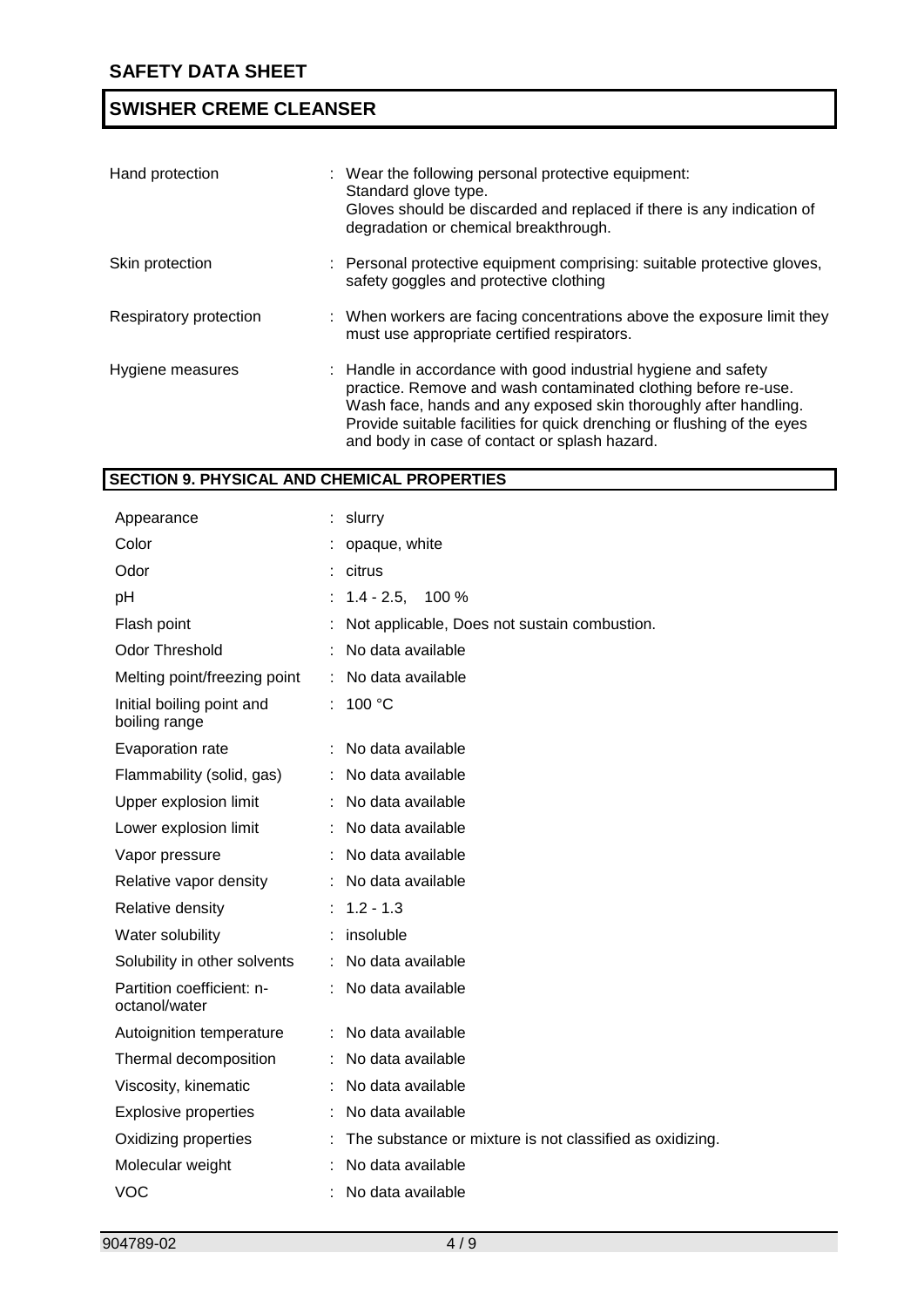| | |
|---|---|
| Hand protection | : Wear the following personal protective equipment:<br>Standard glove type.<br>Gloves should be discarded and replaced if there is any indication of degradation or chemical breakthrough. |
| Skin protection | : Personal protective equipment comprising: suitable protective gloves, safety goggles and protective clothing |
| Respiratory protection | : When workers are facing concentrations above the exposure limit they must use appropriate certified respirators. |
| Hygiene measures | : Handle in accordance with good industrial hygiene and safety practice. Remove and wash contaminated clothing before re-use. Wash face, hands and any exposed skin thoroughly after handling. Provide suitable facilities for quick drenching or flushing of the eyes and body in case of contact or splash hazard. |

## SECTION 9. PHYSICAL AND CHEMICAL PROPERTIES

| | |
|---|---|
| Appearance | : slurry |
| Color | : opaque, white |
| Odor | : citrus |
| pH | : 1.4 - 2.5, 100 % |
| Flash point | : Not applicable, Does not sustain combustion. |
| Odor Threshold | : No data available |
| Melting point/freezing point | : No data available |
| Initial boiling point and boiling range | : 100 °C |
| Evaporation rate | : No data available |
| Flammability (solid, gas) | : No data available |
| Upper explosion limit | : No data available |
| Lower explosion limit | : No data available |
| Vapor pressure | : No data available |
| Relative vapor density | : No data available |
| Relative density | : 1.2 - 1.3 |
| Water solubility | : insoluble |
| Solubility in other solvents | : No data available |
| Partition coefficient: n-octanol/water | : No data available |
| Autoignition temperature | : No data available |
| Thermal decomposition | : No data available |
| Viscosity, kinematic | : No data available |
| Explosive properties | : No data available |
| Oxidizing properties | : The substance or mixture is not classified as oxidizing. |
| Molecular weight | : No data available |
| VOC | : No data available |

904789-02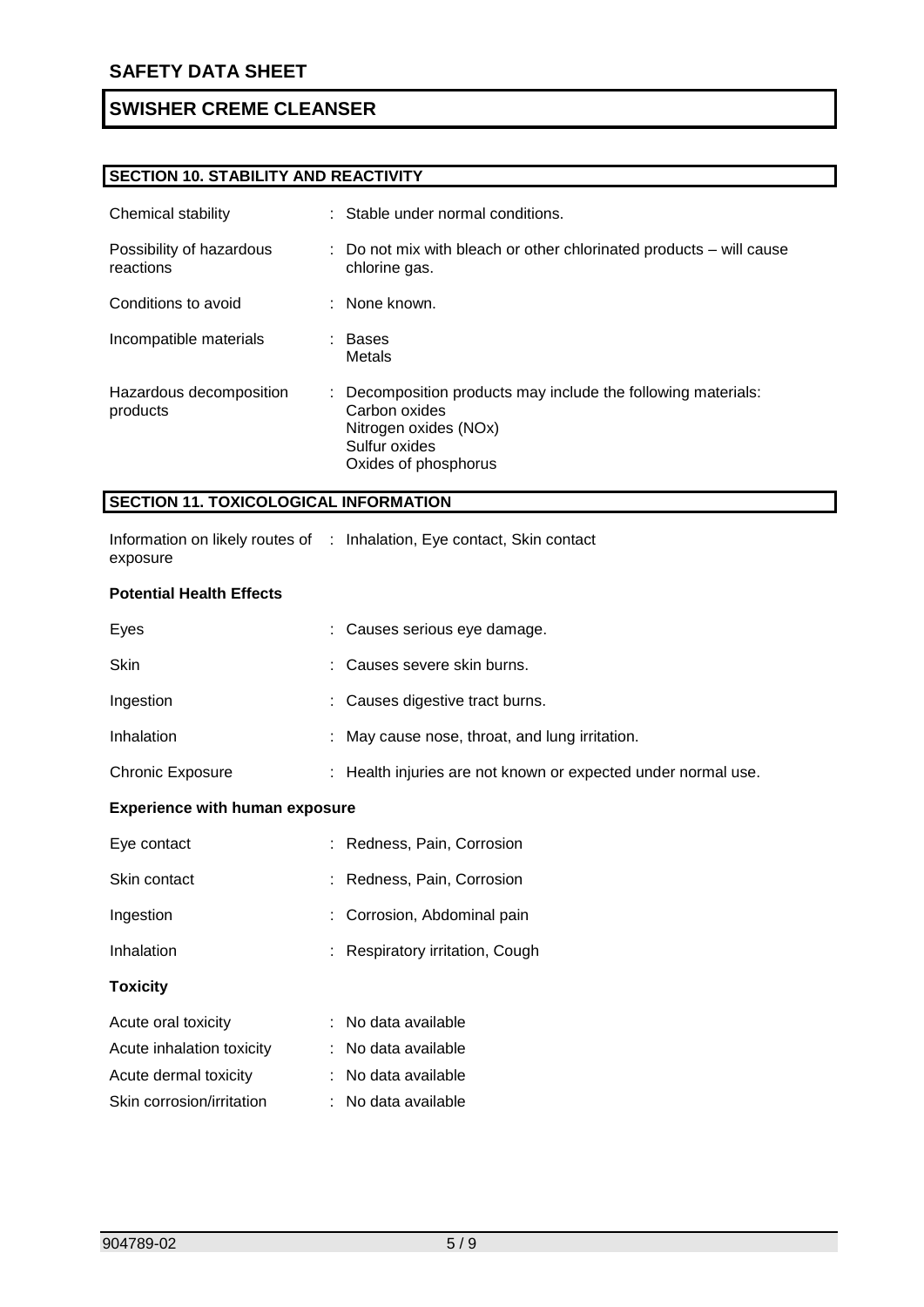## SECTION 10. STABILITY AND REACTIVITY

| | |
|---|---|
| Chemical stability | : Stable under normal conditions. |
| Possibility of hazardous reactions | : Do not mix with bleach or other chlorinated products – will cause chlorine gas. |
| Conditions to avoid | : None known. |
| Incompatible materials | : Bases<br>Metals |
| Hazardous decomposition products | : Decomposition products may include the following materials:<br>Carbon oxides<br>Nitrogen oxides (NOx)<br>Sulfur oxides<br>Oxides of phosphorus |

## SECTION 11. TOXICOLOGICAL INFORMATION

| | |
|---|---|
| Information on likely routes of exposure | : Inhalation, Eye contact, Skin contact |

**Potential Health Effects**

| | |
|---|---|
| Eyes | : Causes serious eye damage. |
| Skin | : Causes severe skin burns. |
| Ingestion | : Causes digestive tract burns. |
| Inhalation | : May cause nose, throat, and lung irritation. |
| Chronic Exposure | : Health injuries are not known or expected under normal use. |

**Experience with human exposure**

| | |
|---|---|
| Eye contact | : Redness, Pain, Corrosion |
| Skin contact | : Redness, Pain, Corrosion |
| Ingestion | : Corrosion, Abdominal pain |
| Inhalation | : Respiratory irritation, Cough |

**Toxicity**

| | |
|---|---|
| Acute oral toxicity | : No data available |
| Acute inhalation toxicity | : No data available |
| Acute dermal toxicity | : No data available |
| Skin corrosion/irritation | : No data available |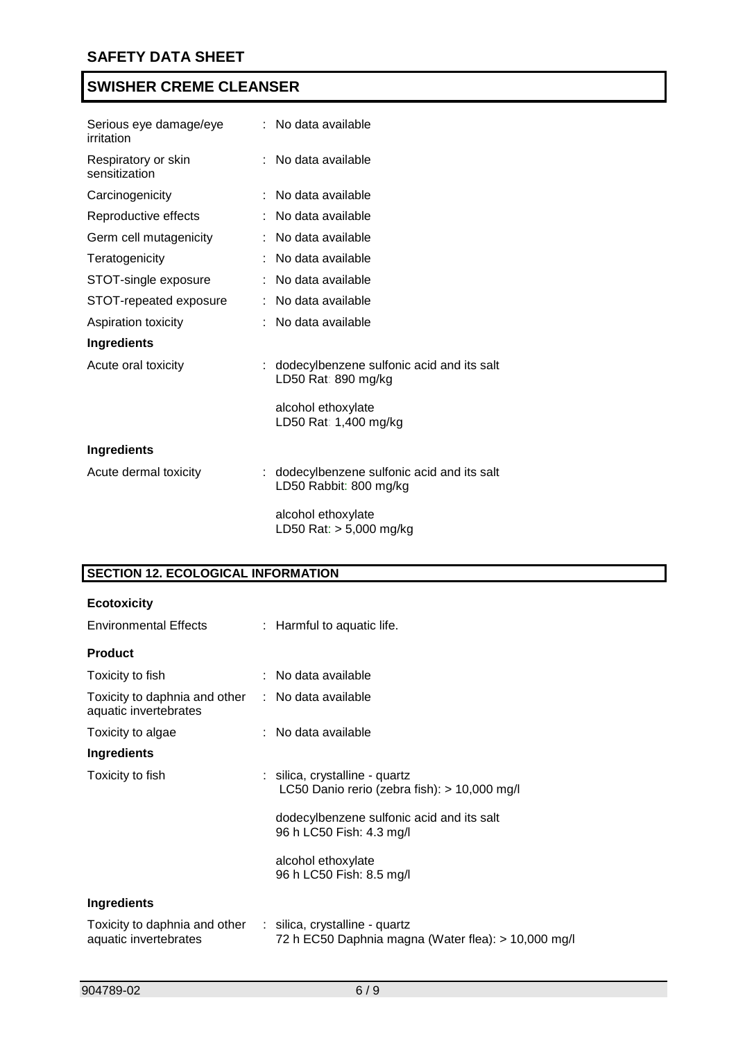| | |
|---|---|
| Serious eye damage/eye irritation | : No data available |
| Respiratory or skin sensitization | : No data available |
| Carcinogenicity | : No data available |
| Reproductive effects | : No data available |
| Germ cell mutagenicity | : No data available |
| Teratogenicity | : No data available |
| STOT-single exposure | : No data available |
| STOT-repeated exposure | : No data available |
| Aspiration toxicity | : No data available |

**Ingredients**

| | |
|---|---|
| Acute oral toxicity | : dodecylbenzene sulfonic acid and its salt<br>LD50 Rat: 890 mg/kg<br><br>alcohol ethoxylate<br>LD50 Rat: 1,400 mg/kg |

**Ingredients**

| | |
|---|---|
| Acute dermal toxicity | : dodecylbenzene sulfonic acid and its salt<br>LD50 Rabbit: 800 mg/kg<br><br>alcohol ethoxylate<br>LD50 Rat: > 5,000 mg/kg |

## SECTION 12. ECOLOGICAL INFORMATION

**Ecotoxicity**

| | |
|---|---|
| Environmental Effects | : Harmful to aquatic life. |

**Product**

| | |
|---|---|
| Toxicity to fish | : No data available |
| Toxicity to daphnia and other aquatic invertebrates | : No data available |
| Toxicity to algae | : No data available |

**Ingredients**

| | |
|---|---|
| Toxicity to fish | : silica, crystalline - quartz<br>LC50 Danio rerio (zebra fish): > 10,000 mg/l<br><br>dodecylbenzene sulfonic acid and its salt<br>96 h LC50 Fish: 4.3 mg/l<br><br>alcohol ethoxylate<br>96 h LC50 Fish: 8.5 mg/l |

**Ingredients**

| | |
|---|---|
| Toxicity to daphnia and other aquatic invertebrates | : silica, crystalline - quartz<br>72 h EC50 Daphnia magna (Water flea): > 10,000 mg/l |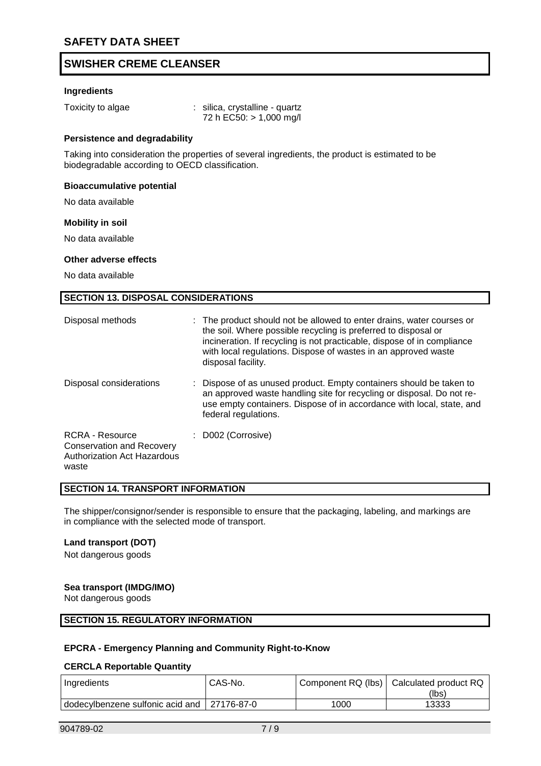**Ingredients**

Toxicity to algae : silica, crystalline - quartz
72 h EC50: > 1,000 mg/l

**Persistence and degradability**

Taking into consideration the properties of several ingredients, the product is estimated to be biodegradable according to OECD classification.

**Bioaccumulative potential**

No data available

**Mobility in soil**

No data available

**Other adverse effects**

No data available

## SECTION 13. DISPOSAL CONSIDERATIONS

Disposal methods : The product should not be allowed to enter drains, water courses or the soil. Where possible recycling is preferred to disposal or incineration. If recycling is not practicable, dispose of in compliance with local regulations. Dispose of wastes in an approved waste disposal facility.

Disposal considerations : Dispose of as unused product. Empty containers should be taken to an approved waste handling site for recycling or disposal. Do not re-use empty containers. Dispose of in accordance with local, state, and federal regulations.

RCRA - Resource Conservation and Recovery Authorization Act Hazardous waste : D002 (Corrosive)

## SECTION 14. TRANSPORT INFORMATION

The shipper/consignor/sender is responsible to ensure that the packaging, labeling, and markings are in compliance with the selected mode of transport.

**Land transport (DOT)**

Not dangerous goods

**Sea transport (IMDG/IMO)**

Not dangerous goods

## SECTION 15. REGULATORY INFORMATION

**EPCRA - Emergency Planning and Community Right-to-Know**

**CERCLA Reportable Quantity**

| Ingredients | CAS-No. | Component RQ (lbs) | Calculated product RQ (lbs) |
|---|---|---|---|
| dodecylbenzene sulfonic acid and | 27176-87-0 | 1000 | 13333 |

904789-02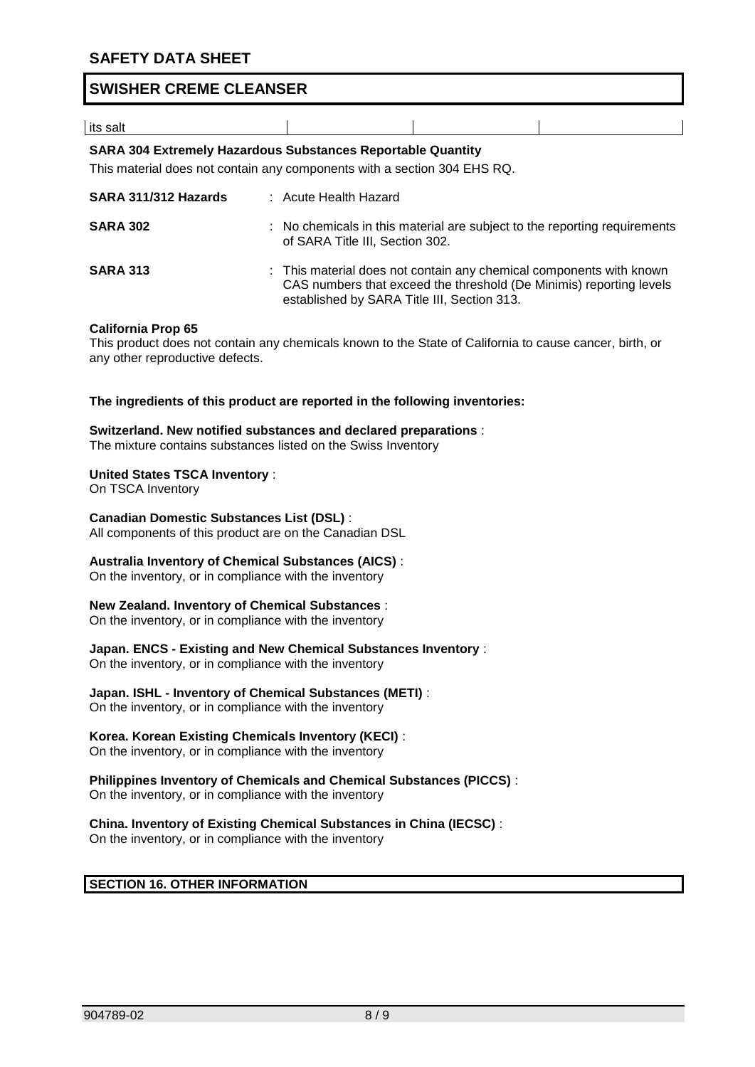| | | | | |
|---|---|---|---|---|
| its salt | | | | |

**SARA 304 Extremely Hazardous Substances Reportable Quantity**

This material does not contain any components with a section 304 EHS RQ.

| | |
|---|---|
| **SARA 311/312 Hazards** | : Acute Health Hazard |
| **SARA 302** | : No chemicals in this material are subject to the reporting requirements of SARA Title III, Section 302. |
| **SARA 313** | : This material does not contain any chemical components with known CAS numbers that exceed the threshold (De Minimis) reporting levels established by SARA Title III, Section 313. |

**California Prop 65**

This product does not contain any chemicals known to the State of California to cause cancer, birth, or any other reproductive defects.

**The ingredients of this product are reported in the following inventories:**

**Switzerland. New notified substances and declared preparations** :
The mixture contains substances listed on the Swiss Inventory

**United States TSCA Inventory** :
On TSCA Inventory

**Canadian Domestic Substances List (DSL)** :
All components of this product are on the Canadian DSL

**Australia Inventory of Chemical Substances (AICS)** :
On the inventory, or in compliance with the inventory

**New Zealand. Inventory of Chemical Substances** :
On the inventory, or in compliance with the inventory

**Japan. ENCS - Existing and New Chemical Substances Inventory** :
On the inventory, or in compliance with the inventory

**Japan. ISHL - Inventory of Chemical Substances (METI)** :
On the inventory, or in compliance with the inventory

**Korea. Korean Existing Chemicals Inventory (KECI)** :
On the inventory, or in compliance with the inventory

**Philippines Inventory of Chemicals and Chemical Substances (PICCS)** :
On the inventory, or in compliance with the inventory

**China. Inventory of Existing Chemical Substances in China (IECSC)** :
On the inventory, or in compliance with the inventory

## SECTION 16. OTHER INFORMATION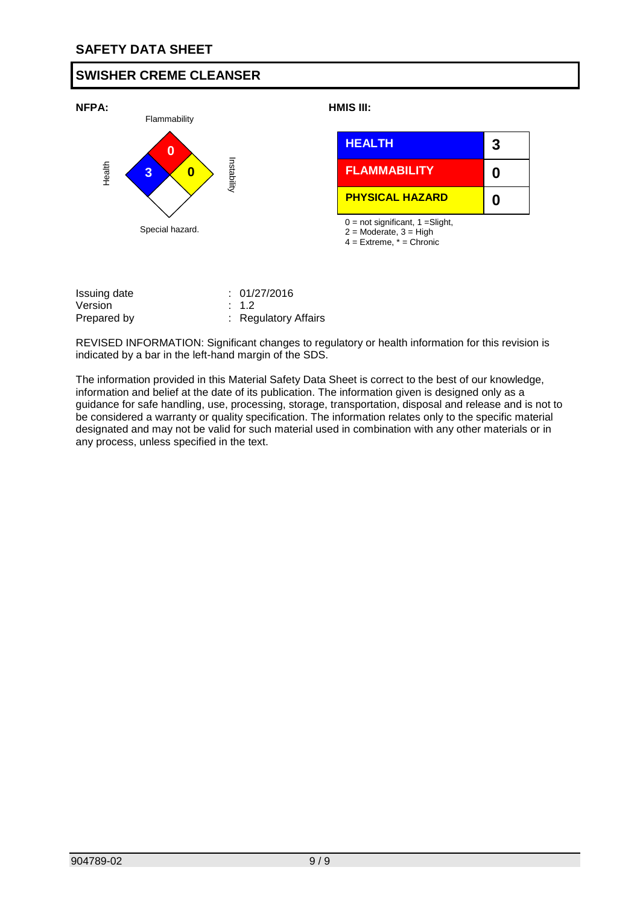## SAFETY DATA SHEET

## SWISHER CREME CLEANSER

**NFPA:**

Flammability: 0
Health: 3
Instability: 0
Special hazard.

**HMIS III:**

| | |
|---|---|
| **HEALTH** | **3** |
| **FLAMMABILITY** | **0** |
| **PHYSICAL HAZARD** | **0** |

0 = not significant, 1 =Slight,
2 = Moderate, 3 = High
4 = Extreme, * = Chronic

Issuing date : 01/27/2016
Version : 1.2
Prepared by : Regulatory Affairs

REVISED INFORMATION: Significant changes to regulatory or health information for this revision is indicated by a bar in the left-hand margin of the SDS.

The information provided in this Material Safety Data Sheet is correct to the best of our knowledge, information and belief at the date of its publication. The information given is designed only as a guidance for safe handling, use, processing, storage, transportation, disposal and release and is not to be considered a warranty or quality specification. The information relates only to the specific material designated and may not be valid for such material used in combination with any other materials or in any process, unless specified in the text.

904789-02